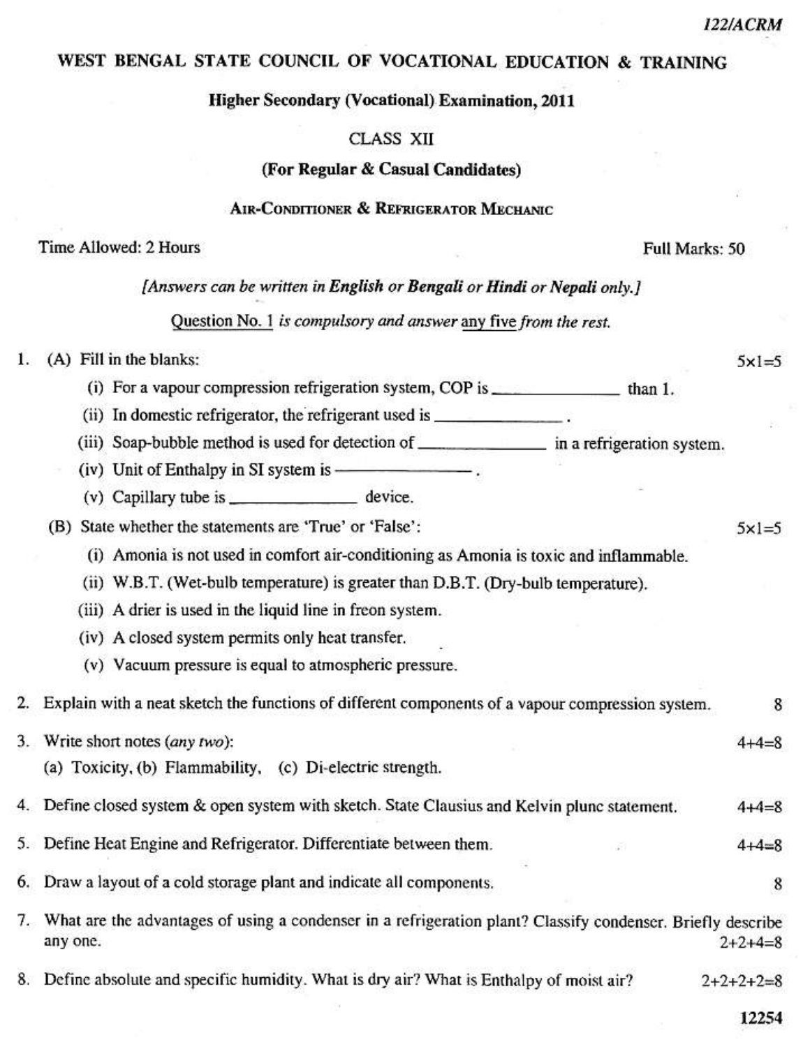122/ACRM

# WEST BENGAL STATE COUNCIL OF VOCATIONAL EDUCATION & TRAINING

## Higher Secondary (Vocational) Examination, 2011

CLASS XII

**(For Regular & Casual Candidates)**

AIR-CONDITIONER & REFRIGERATOR MECHANIC

Time Allowed: 2 Hours — Full Marks: 50

*[Answers can be written in **English** or **Bengali** or **Hindi** or **Nepali** only.]*

Question No. 1 *is compulsory and answer* any five *from the rest.*

1. (A) Fill in the blanks: $5 \times 1 = 5$

   (i) For a vapour compression refrigeration system, COP is ______________ than 1.

   (ii) In domestic refrigerator, the refrigerant used is ______________ .

   (iii) Soap-bubble method is used for detection of ______________ in a refrigeration system.

   (iv) Unit of Enthalpy in SI system is ______________ .

   (v) Capillary tube is ______________ device.

   (B) State whether the statements are 'True' or 'False': $5 \times 1 = 5$

   (i) Amonia is not used in comfort air-conditioning as Amonia is toxic and inflammable.

   (ii) W.B.T. (Wet-bulb temperature) is greater than D.B.T. (Dry-bulb temperature).

   (iii) A drier is used in the liquid line in freon system.

   (iv) A closed system permits only heat transfer.

   (v) Vacuum pressure is equal to atmospheric pressure.

2. Explain with a neat sketch the functions of different components of a vapour compression system. 8

3. Write short notes (*any two*): $4+4=8$

   (a) Toxicity, (b) Flammability, (c) Di-electric strength.

4. Define closed system & open system with sketch. State Clausius and Kelvin plunc statement. $4+4=8$

5. Define Heat Engine and Refrigerator. Differentiate between them. $4+4=8$

6. Draw a layout of a cold storage plant and indicate all components. 8

7. What are the advantages of using a condenser in a refrigeration plant? Classify condenser. Briefly describe any one. $2+2+4=8$

8. Define absolute and specific humidity. What is dry air? What is Enthalpy of moist air? $2+2+2+2=8$

12254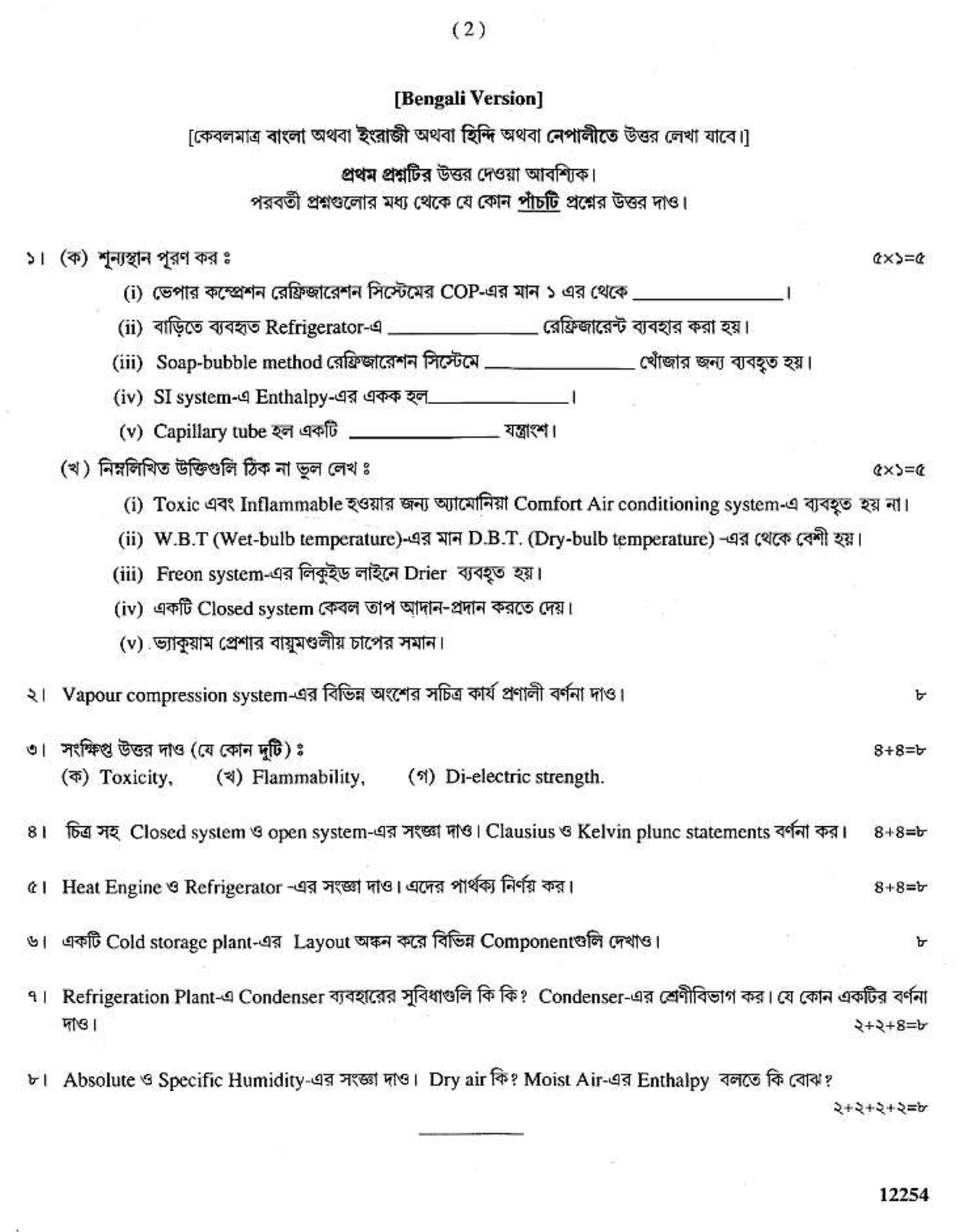## [Bengali Version]

[কেবলমাত্র **বাংলা** অথবা **ইংরাজী** অথবা **হিন্দি** অথবা **নেপালীতে** উত্তর লেখা যাবে।]

**প্রথম প্রশ্নটির** উত্তর দেওয়া আবশ্যিক।

পরবর্তী প্রশ্নগুলোর মধ্য থেকে যে কোন **পাঁচটি** প্রশ্নের উত্তর দাও।

১। (ক) শূন্যস্থান পূরণ কর ঃ — ৫×১=৫

(i) ভেপার কম্প্রেশন রেফ্রিজারেশন সিস্টেমের COP-এর মান ১ এর থেকে ________________।

(ii) বাড়িতে ব্যবহৃত Refrigerator-এ ________________ রেফ্রিজারেন্ট ব্যবহার করা হয়।

(iii) Soap-bubble method রেফ্রিজারেশন সিস্টেমে ________________ খোঁজার জন্য ব্যবহৃত হয়।

(iv) SI system-এ Enthalpy-এর একক হল________________।

(v) Capillary tube হল একটি ________________ যন্ত্রাংশ।

(খ) নিম্নলিখিত উক্তিগুলি ঠিক না ভুল লেখ ঃ — ৫×১=৫

(i) Toxic এবং Inflammable হওয়ার জন্য অ্যামোনিয়া Comfort Air conditioning system-এ ব্যবহৃত হয় না।

(ii) W.B.T (Wet-bulb temperature)-এর মান D.B.T. (Dry-bulb temperature) -এর থেকে বেশী হয়।

(iii) Freon system-এর লিকুইড লাইনে Drier ব্যবহৃত হয়।

(iv) একটি Closed system কেবল তাপ আদান-প্রদান করতে দেয়।

(v) ভ্যাকুয়াম প্রেশার বায়ুমণ্ডলীয় চাপের সমান।

২। Vapour compression system-এর বিভিন্ন অংশের সচিত্র কার্য প্রণালী বর্ণনা দাও। — ৮

৩। সংক্ষিপ্ত উত্তর দাও (যে কোন **দুটি**) ঃ — ৪+৪=৮

(ক) Toxicity, (খ) Flammability, (গ) Di-electric strength.

৪। চিত্র সহ Closed system ও open system-এর সংজ্ঞা দাও। Clausius ও Kelvin plunc statements বর্ণনা কর। — ৪+৪=৮

৫। Heat Engine ও Refrigerator -এর সংজ্ঞা দাও। এদের পার্থক্য নির্ণয় কর। — ৪+৪=৮

৬। একটি Cold storage plant-এর Layout অঙ্কন করে বিভিন্ন Componentগুলি দেখাও। — ৮

৭। Refrigeration Plant-এ Condenser ব্যবহারের সুবিধাগুলি কি কি? Condenser-এর শ্রেণীবিভাগ কর। যে কোন একটির বর্ণনা দাও। — ২+২+৪=৮

৮। Absolute ও Specific Humidity-এর সংজ্ঞা দাও। Dry air কি? Moist Air-এর Enthalpy বলতে কি বোঝ? — ২+২+২+২=৮

12254